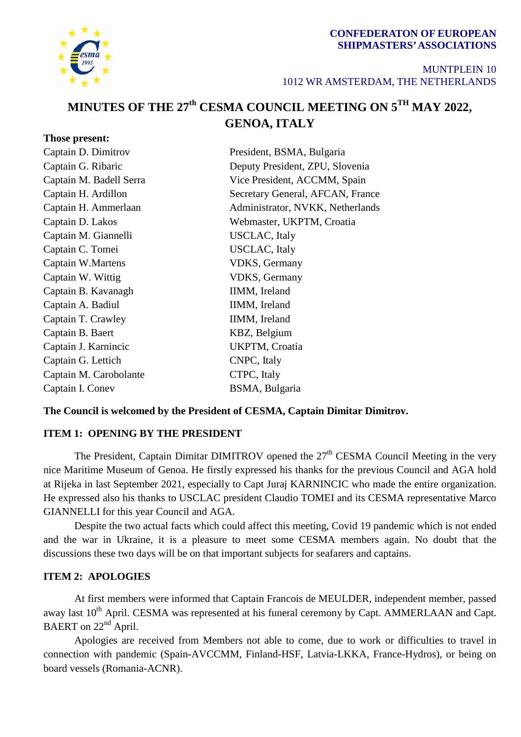**CONFEDERATON OF EUROPEAN SHIPMASTERS' ASSOCIATIONS**

MUNTPLEIN 10
1012 WR AMSTERDAM, THE NETHERLANDS

# MINUTES OF THE 27th CESMA COUNCIL MEETING ON 5TH MAY 2022, GENOA, ITALY

**Those present:**

| | |
|---|---|
| Captain D. Dimitrov | President, BSMA, Bulgaria |
| Captain G. Ribaric | Deputy President, ZPU, Slovenia |
| Captain M. Badell Serra | Vice President, ACCMM, Spain |
| Captain H. Ardillon | Secretary General, AFCAN, France |
| Captain H. Ammerlaan | Administrator, NVKK, Netherlands |
| Captain D. Lakos | Webmaster, UKPTM, Croatia |
| Captain M. Giannelli | USCLAC, Italy |
| Captain C. Tomei | USCLAC, Italy |
| Captain W.Martens | VDKS, Germany |
| Captain W. Wittig | VDKS, Germany |
| Captain B. Kavanagh | IIMM, Ireland |
| Captain A. Badiul | IIMM, Ireland |
| Captain T. Crawley | IIMM, Ireland |
| Captain B. Baert | KBZ, Belgium |
| Captain J. Karnincic | UKPTM, Croatia |
| Captain G. Lettich | CNPC, Italy |
| Captain M. Carobolante | CTPC, Italy |
| Captain I. Conev | BSMA, Bulgaria |

**The Council is welcomed by the President of CESMA, Captain Dimitar Dimitrov.**

## ITEM 1: OPENING BY THE PRESIDENT

The President, Captain Dimitar DIMITROV opened the 27th CESMA Council Meeting in the very nice Maritime Museum of Genoa. He firstly expressed his thanks for the previous Council and AGA hold at Rijeka in last September 2021, especially to Capt Juraj KARNINCIC who made the entire organization. He expressed also his thanks to USCLAC president Claudio TOMEI and its CESMA representative Marco GIANNELLI for this year Council and AGA.

Despite the two actual facts which could affect this meeting, Covid 19 pandemic which is not ended and the war in Ukraine, it is a pleasure to meet some CESMA members again. No doubt that the discussions these two days will be on that important subjects for seafarers and captains.

## ITEM 2: APOLOGIES

At first members were informed that Captain Francois de MEULDER, independent member, passed away last 10th April. CESMA was represented at his funeral ceremony by Capt. AMMERLAAN and Capt. BAERT on 22nd April.

Apologies are received from Members not able to come, due to work or difficulties to travel in connection with pandemic (Spain-AVCCMM, Finland-HSF, Latvia-LKKA, France-Hydros), or being on board vessels (Romania-ACNR).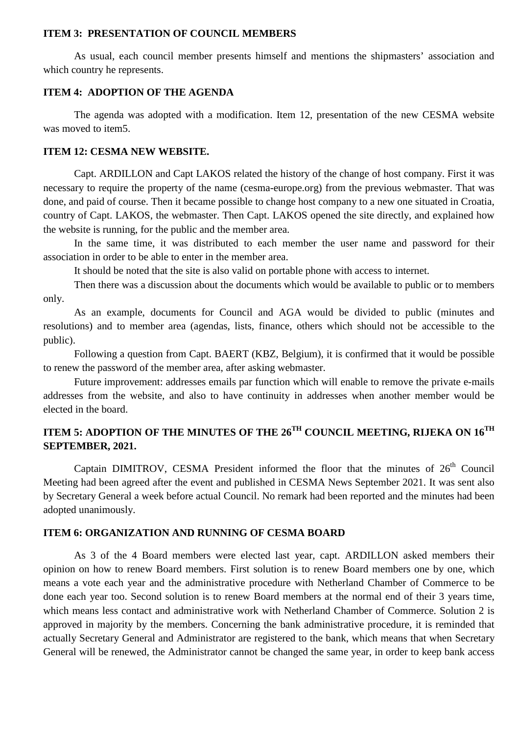## ITEM 3: PRESENTATION OF COUNCIL MEMBERS

As usual, each council member presents himself and mentions the shipmasters' association and which country he represents.

## ITEM 4: ADOPTION OF THE AGENDA

The agenda was adopted with a modification. Item 12, presentation of the new CESMA website was moved to item5.

## ITEM 12: CESMA NEW WEBSITE.

Capt. ARDILLON and Capt LAKOS related the history of the change of host company. First it was necessary to require the property of the name (cesma-europe.org) from the previous webmaster. That was done, and paid of course. Then it became possible to change host company to a new one situated in Croatia, country of Capt. LAKOS, the webmaster. Then Capt. LAKOS opened the site directly, and explained how the website is running, for the public and the member area.

In the same time, it was distributed to each member the user name and password for their association in order to be able to enter in the member area.

It should be noted that the site is also valid on portable phone with access to internet.

Then there was a discussion about the documents which would be available to public or to members only.

As an example, documents for Council and AGA would be divided to public (minutes and resolutions) and to member area (agendas, lists, finance, others which should not be accessible to the public).

Following a question from Capt. BAERT (KBZ, Belgium), it is confirmed that it would be possible to renew the password of the member area, after asking webmaster.

Future improvement: addresses emails par function which will enable to remove the private e-mails addresses from the website, and also to have continuity in addresses when another member would be elected in the board.

## ITEM 5: ADOPTION OF THE MINUTES OF THE 26TH COUNCIL MEETING, RIJEKA ON 16TH SEPTEMBER, 2021.

Captain DIMITROV, CESMA President informed the floor that the minutes of 26th Council Meeting had been agreed after the event and published in CESMA News September 2021. It was sent also by Secretary General a week before actual Council. No remark had been reported and the minutes had been adopted unanimously.

## ITEM 6: ORGANIZATION AND RUNNING OF CESMA BOARD

As 3 of the 4 Board members were elected last year, capt. ARDILLON asked members their opinion on how to renew Board members. First solution is to renew Board members one by one, which means a vote each year and the administrative procedure with Netherland Chamber of Commerce to be done each year too. Second solution is to renew Board members at the normal end of their 3 years time, which means less contact and administrative work with Netherland Chamber of Commerce. Solution 2 is approved in majority by the members. Concerning the bank administrative procedure, it is reminded that actually Secretary General and Administrator are registered to the bank, which means that when Secretary General will be renewed, the Administrator cannot be changed the same year, in order to keep bank access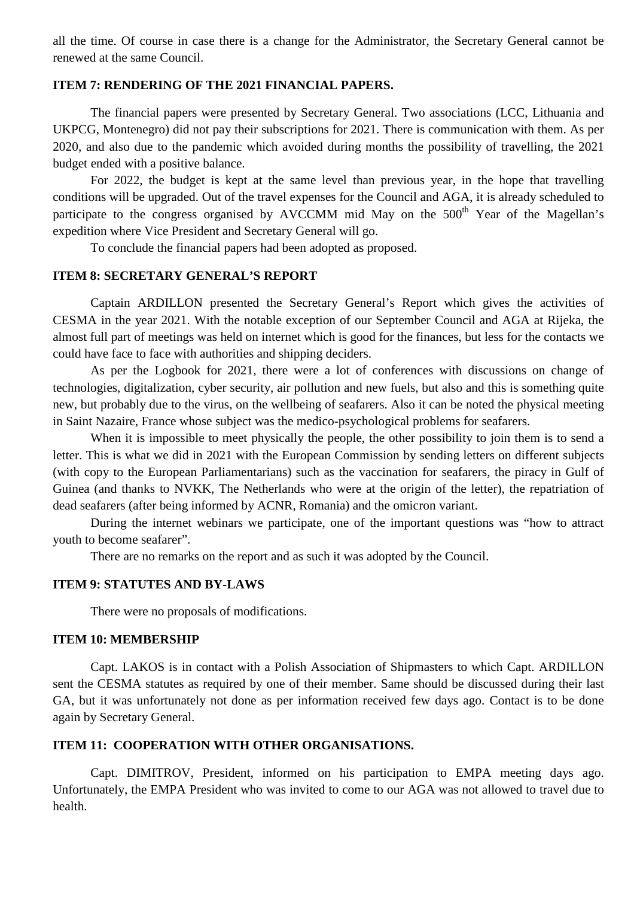all the time. Of course in case there is a change for the Administrator, the Secretary General cannot be renewed at the same Council.

**ITEM 7: RENDERING OF THE 2021 FINANCIAL PAPERS.**

The financial papers were presented by Secretary General. Two associations (LCC, Lithuania and UKPCG, Montenegro) did not pay their subscriptions for 2021. There is communication with them. As per 2020, and also due to the pandemic which avoided during months the possibility of travelling, the 2021 budget ended with a positive balance.

For 2022, the budget is kept at the same level than previous year, in the hope that travelling conditions will be upgraded. Out of the travel expenses for the Council and AGA, it is already scheduled to participate to the congress organised by AVCCMM mid May on the 500th Year of the Magellan's expedition where Vice President and Secretary General will go.

To conclude the financial papers had been adopted as proposed.

**ITEM 8: SECRETARY GENERAL'S REPORT**

Captain ARDILLON presented the Secretary General's Report which gives the activities of CESMA in the year 2021. With the notable exception of our September Council and AGA at Rijeka, the almost full part of meetings was held on internet which is good for the finances, but less for the contacts we could have face to face with authorities and shipping deciders.

As per the Logbook for 2021, there were a lot of conferences with discussions on change of technologies, digitalization, cyber security, air pollution and new fuels, but also and this is something quite new, but probably due to the virus, on the wellbeing of seafarers. Also it can be noted the physical meeting in Saint Nazaire, France whose subject was the medico-psychological problems for seafarers.

When it is impossible to meet physically the people, the other possibility to join them is to send a letter. This is what we did in 2021 with the European Commission by sending letters on different subjects (with copy to the European Parliamentarians) such as the vaccination for seafarers, the piracy in Gulf of Guinea (and thanks to NVKK, The Netherlands who were at the origin of the letter), the repatriation of dead seafarers (after being informed by ACNR, Romania) and the omicron variant.

During the internet webinars we participate, one of the important questions was "how to attract youth to become seafarer".

There are no remarks on the report and as such it was adopted by the Council.

**ITEM 9: STATUTES AND BY-LAWS**

There were no proposals of modifications.

**ITEM 10: MEMBERSHIP**

Capt. LAKOS is in contact with a Polish Association of Shipmasters to which Capt. ARDILLON sent the CESMA statutes as required by one of their member. Same should be discussed during their last GA, but it was unfortunately not done as per information received few days ago. Contact is to be done again by Secretary General.

**ITEM 11: COOPERATION WITH OTHER ORGANISATIONS.**

Capt. DIMITROV, President, informed on his participation to EMPA meeting days ago. Unfortunately, the EMPA President who was invited to come to our AGA was not allowed to travel due to health.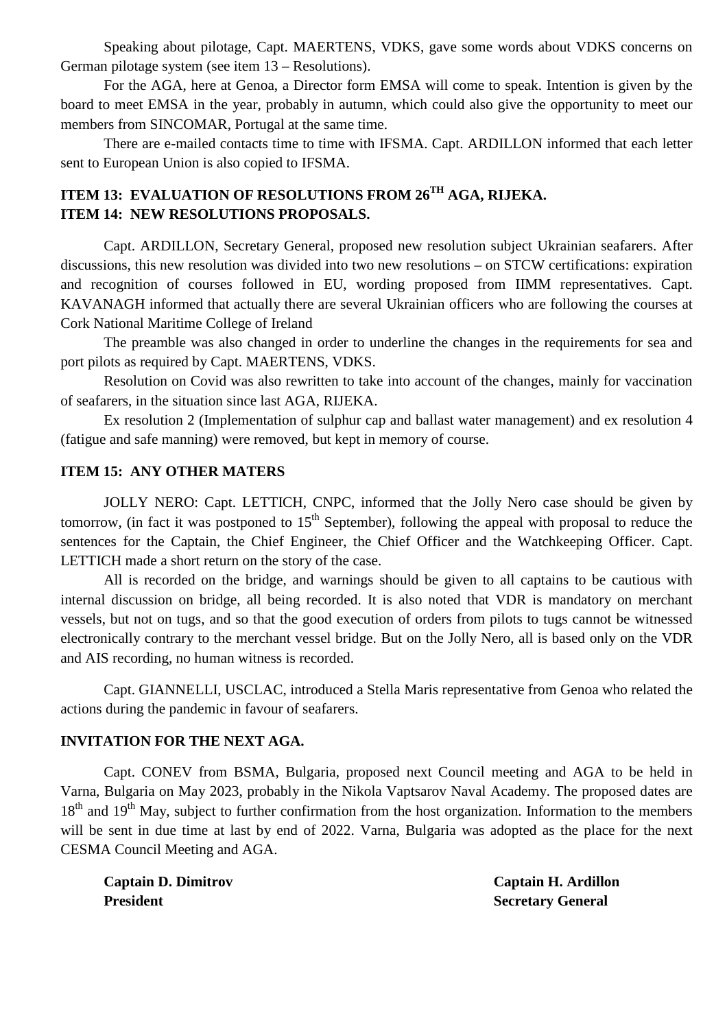Speaking about pilotage, Capt. MAERTENS, VDKS, gave some words about VDKS concerns on German pilotage system (see item 13 – Resolutions).

For the AGA, here at Genoa, a Director form EMSA will come to speak. Intention is given by the board to meet EMSA in the year, probably in autumn, which could also give the opportunity to meet our members from SINCOMAR, Portugal at the same time.

There are e-mailed contacts time to time with IFSMA. Capt. ARDILLON informed that each letter sent to European Union is also copied to IFSMA.

## ITEM 13: EVALUATION OF RESOLUTIONS FROM 26TH AGA, RIJEKA.
## ITEM 14: NEW RESOLUTIONS PROPOSALS.

Capt. ARDILLON, Secretary General, proposed new resolution subject Ukrainian seafarers. After discussions, this new resolution was divided into two new resolutions – on STCW certifications: expiration and recognition of courses followed in EU, wording proposed from IIMM representatives. Capt. KAVANAGH informed that actually there are several Ukrainian officers who are following the courses at Cork National Maritime College of Ireland

The preamble was also changed in order to underline the changes in the requirements for sea and port pilots as required by Capt. MAERTENS, VDKS.

Resolution on Covid was also rewritten to take into account of the changes, mainly for vaccination of seafarers, in the situation since last AGA, RIJEKA.

Ex resolution 2 (Implementation of sulphur cap and ballast water management) and ex resolution 4 (fatigue and safe manning) were removed, but kept in memory of course.

## ITEM 15: ANY OTHER MATERS

JOLLY NERO: Capt. LETTICH, CNPC, informed that the Jolly Nero case should be given by tomorrow, (in fact it was postponed to 15th September), following the appeal with proposal to reduce the sentences for the Captain, the Chief Engineer, the Chief Officer and the Watchkeeping Officer. Capt. LETTICH made a short return on the story of the case.

All is recorded on the bridge, and warnings should be given to all captains to be cautious with internal discussion on bridge, all being recorded. It is also noted that VDR is mandatory on merchant vessels, but not on tugs, and so that the good execution of orders from pilots to tugs cannot be witnessed electronically contrary to the merchant vessel bridge. But on the Jolly Nero, all is based only on the VDR and AIS recording, no human witness is recorded.

Capt. GIANNELLI, USCLAC, introduced a Stella Maris representative from Genoa who related the actions during the pandemic in favour of seafarers.

## INVITATION FOR THE NEXT AGA.

Capt. CONEV from BSMA, Bulgaria, proposed next Council meeting and AGA to be held in Varna, Bulgaria on May 2023, probably in the Nikola Vaptsarov Naval Academy. The proposed dates are 18th and 19th May, subject to further confirmation from the host organization. Information to the members will be sent in due time at last by end of 2022. Varna, Bulgaria was adopted as the place for the next CESMA Council Meeting and AGA.

| | |
|---|---|
| **Captain D. Dimitrov** | **Captain H. Ardillon** |
| **President** | **Secretary General** |